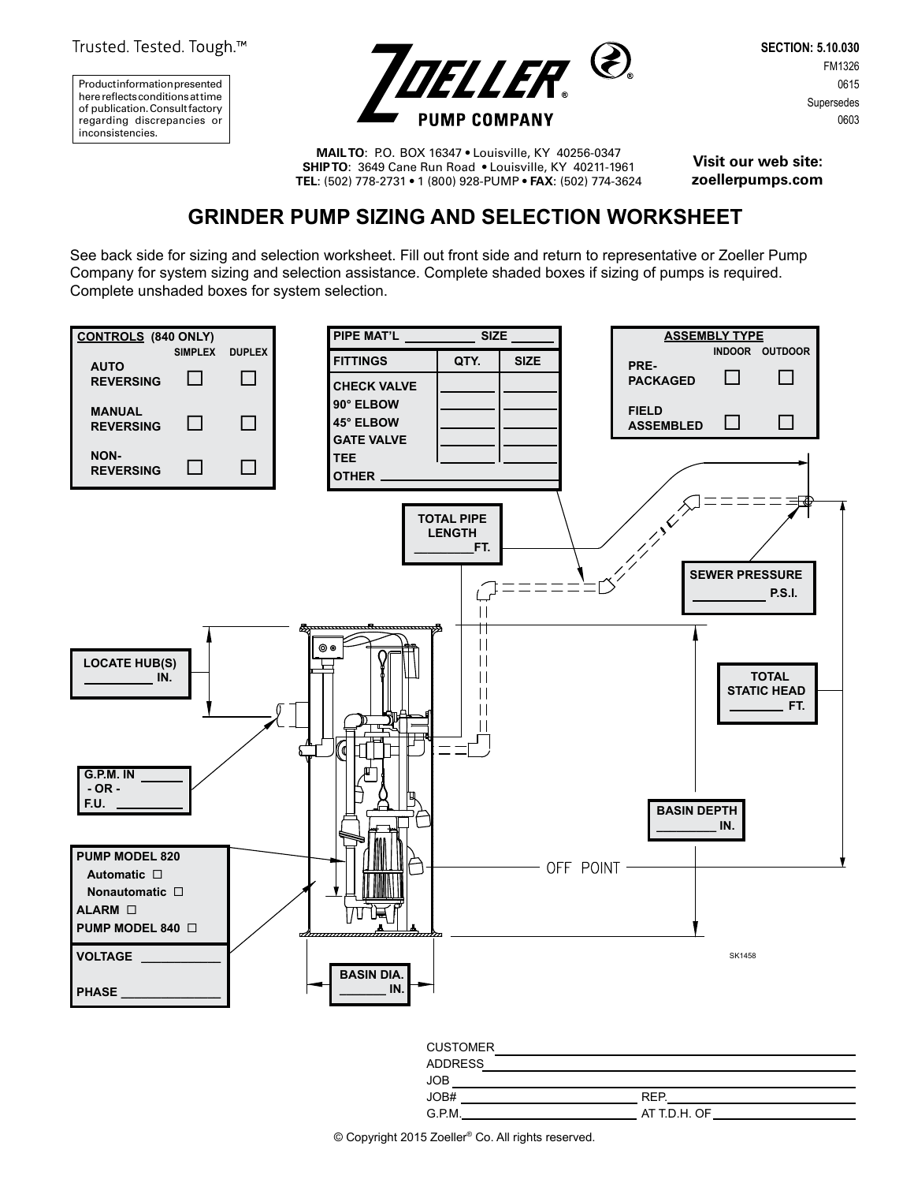Trusted. Tested. Tough.™

Product information presented here reflects conditions at time of publication. Consult factory regarding discrepancies or inconsistencies.

**ZOELLER® PUMP COMPANY**

**SECTION: 5.10.030**
FM1326
0615
Supersedes
0603

**MAIL TO**: P.O. BOX 16347 • Louisville, KY 40256-0347
**SHIP TO**: 3649 Cane Run Road • Louisville, KY 40211-1961
**TEL**: (502) 778-2731 • 1 (800) 928-PUMP • **FAX**: (502) 774-3624

**Visit our web site: zoellerpumps.com**

## GRINDER PUMP SIZING AND SELECTION WORKSHEET

See back side for sizing and selection worksheet. Fill out front side and return to representative or Zoeller Pump Company for system sizing and selection assistance. Complete shaded boxes if sizing of pumps is required. Complete unshaded boxes for system selection.

| CONTROLS (840 ONLY) | SIMPLEX | DUPLEX |
|---|---|---|
| AUTO REVERSING | ☐ | ☐ |
| MANUAL REVERSING | ☐ | ☐ |
| NON-REVERSING | ☐ | ☐ |

PIPE MAT'L __________ SIZE ______

| FITTINGS | QTY. | SIZE |
|---|---|---|
| CHECK VALVE | | |
| 90° ELBOW | | |
| 45° ELBOW | | |
| GATE VALVE | | |
| TEE | | |
| OTHER | | |

| ASSEMBLY TYPE | INDOOR | OUTDOOR |
|---|---|---|
| PRE-PACKAGED | ☐ | ☐ |
| FIELD ASSEMBLED | ☐ | ☐ |

TOTAL PIPE LENGTH ________FT.

SEWER PRESSURE __________ P.S.I.

LOCATE HUB(S) __________ IN.

TOTAL STATIC HEAD ________ FT.

G.P.M. IN ______ - OR - F.U. __________

BASIN DEPTH ________ IN.

OFF POINT

PUMP MODEL 820
Automatic ☐
Nonautomatic ☐
ALARM ☐
PUMP MODEL 840 ☐

VOLTAGE ____________

PHASE _______________

BASIN DIA. _______ IN.

SK1458

CUSTOMER ______________________________
ADDRESS ______________________________
JOB ______________________________
JOB# ______________ REP. ______________
G.P.M. ______________ AT T.D.H. OF ______________

© Copyright 2015 Zoeller® Co. All rights reserved.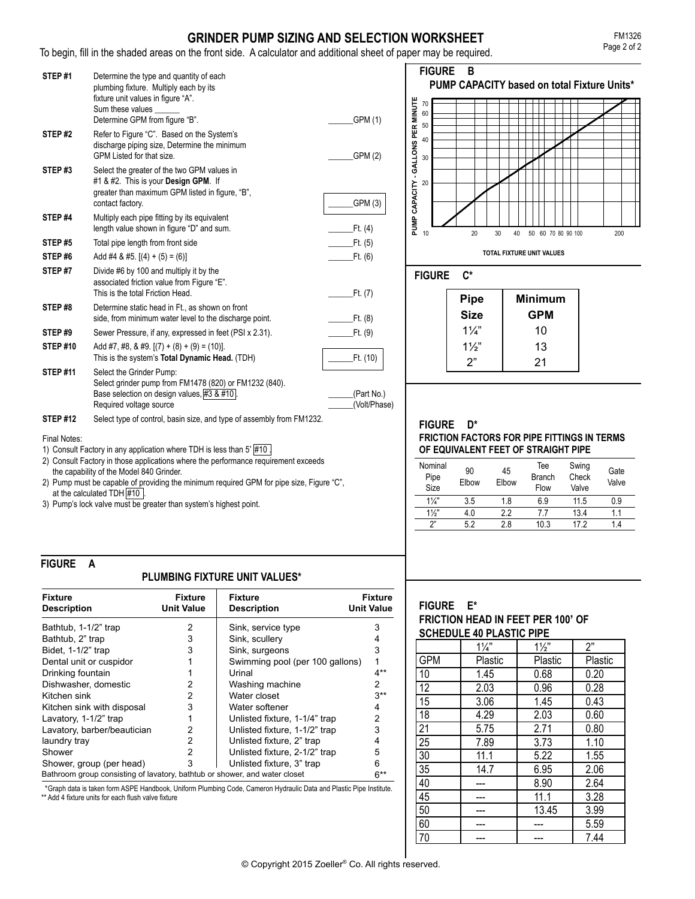# GRINDER PUMP SIZING AND SELECTION WORKSHEET

To begin, fill in the shaded areas on the front side. A calculator and additional sheet of paper may be required.

| | | |
|---|---|---|
| **STEP #1** | Determine the type and quantity of each plumbing fixture. Multiply each by its fixture unit values in figure "A". Sum these values ______ Determine GPM from figure "B". | ______GPM (1) |
| **STEP #2** | Refer to Figure "C". Based on the System's discharge piping size, Determine the minimum GPM Listed for that size. | ______GPM (2) |
| **STEP #3** | Select the greater of the two GPM values in #1 & #2. This is your **Design GPM**. If greater than maximum GPM listed in figure, "B", contact factory. | ______GPM (3) |
| **STEP #4** | Multiply each pipe fitting by its equivalent length value shown in figure "D" and sum. | ______Ft. (4) |
| **STEP #5** | Total pipe length from front side | ______Ft. (5) |
| **STEP #6** | Add #4 & #5. [(4) + (5) = (6)] | ______Ft. (6) |
| **STEP #7** | Divide #6 by 100 and multiply it by the associated friction value from Figure "E". This is the total Friction Head. | ______Ft. (7) |
| **STEP #8** | Determine static head in Ft., as shown on front side, from minimum water level to the discharge point. | ______Ft. (8) |
| **STEP #9** | Sewer Pressure, if any, expressed in feet (PSI x 2.31). | ______Ft. (9) |
| **STEP #10** | Add #7, #8, & #9. [(7) + (8) + (9) = (10)]. This is the system's **Total Dynamic Head.** (TDH) | ______Ft. (10) |
| **STEP #11** | Select the Grinder Pump: Select grinder pump from FM1478 (820) or FM1232 (840). Base selection on design values, #3 & #10. Required voltage source | ______(Part No.) ______(Volt/Phase) |
| **STEP #12** | Select type of control, basin size, and type of assembly from FM1232. | |

Final Notes:

1) Consult Factory in any application where TDH is less than 5' #10.
2) Consult Factory in those applications where the performance requirement exceeds the capability of the Model 840 Grinder.
2) Pump must be capable of providing the minimum required GPM for pipe size, Figure "C", at the calculated TDH #10.
3) Pump's lock valve must be greater than system's highest point.

## FIGURE A

### PLUMBING FIXTURE UNIT VALUES*

| Fixture Description | Fixture Unit Value | Fixture Description | Fixture Unit Value |
|---|---|---|---|
| Bathtub, 1-1/2" trap | 2 | Sink, service type | 3 |
| Bathtub, 2" trap | 3 | Sink, scullery | 4 |
| Bidet, 1-1/2" trap | 3 | Sink, surgeons | 3 |
| Dental unit or cuspidor | 1 | Swimming pool (per 100 gallons) | 1 |
| Drinking fountain | 1 | Urinal | 4** |
| Dishwasher, domestic | 2 | Washing machine | 2 |
| Kitchen sink | 2 | Water closet | 3** |
| Kitchen sink with disposal | 3 | Water softener | 4 |
| Lavatory, 1-1/2" trap | 1 | Unlisted fixture, 1-1/4" trap | 2 |
| Lavatory, barber/beautician | 2 | Unlisted fixture, 1-1/2" trap | 3 |
| laundry tray | 2 | Unlisted fixture, 2" trap | 4 |
| Shower | 2 | Unlisted fixture, 2-1/2" trap | 5 |
| Shower, group (per head) | 3 | Unlisted fixture, 3" trap | 6 |
| Bathroom group consisting of lavatory, bathtub or shower, and water closet | | | 6** |

*Graph data is taken form ASPE Handbook, Uniform Plumbing Code, Cameron Hydraulic Data and Plastic Pipe Institute.
** Add 4 fixture units for each flush valve fixture

## FIGURE B

**PUMP CAPACITY based on total Fixture Units***

PUMP CAPACITY - GALLONS PER MINUTE

70
60
50
40
30
20

10 20 30 40 50 60 70 80 90 100 200

TOTAL FIXTURE UNIT VALUES

## FIGURE C*

| Pipe Size | Minimum GPM |
|---|---|
| 1¼" | 10 |
| 1½" | 13 |
| 2" | 21 |

## FIGURE D*

**FRICTION FACTORS FOR PIPE FITTINGS IN TERMS OF EQUIVALENT FEET OF STRAIGHT PIPE**

| Nominal Pipe Size | 90 Elbow | 45 Elbow | Tee Branch Flow | Swing Check Valve | Gate Valve |
|---|---|---|---|---|---|
| 1¼" | 3.5 | 1.8 | 6.9 | 11.5 | 0.9 |
| 1½" | 4.0 | 2.2 | 7.7 | 13.4 | 1.1 |
| 2" | 5.2 | 2.8 | 10.3 | 17.2 | 1.4 |

## FIGURE E*

**FRICTION HEAD IN FEET PER 100' OF SCHEDULE 40 PLASTIC PIPE**

| | 1¼" | 1½" | 2" |
|---|---|---|---|
| GPM | Plastic | Plastic | Plastic |
| 10 | 1.45 | 0.68 | 0.20 |
| 12 | 2.03 | 0.96 | 0.28 |
| 15 | 3.06 | 1.45 | 0.43 |
| 18 | 4.29 | 2.03 | 0.60 |
| 21 | 5.75 | 2.71 | 0.80 |
| 25 | 7.89 | 3.73 | 1.10 |
| 30 | 11.1 | 5.22 | 1.55 |
| 35 | 14.7 | 6.95 | 2.06 |
| 40 | --- | 8.90 | 2.64 |
| 45 | --- | 11.1 | 3.28 |
| 50 | --- | 13.45 | 3.99 |
| 60 | --- | --- | 5.59 |
| 70 | --- | --- | 7.44 |

© Copyright 2015 Zoeller® Co. All rights reserved.